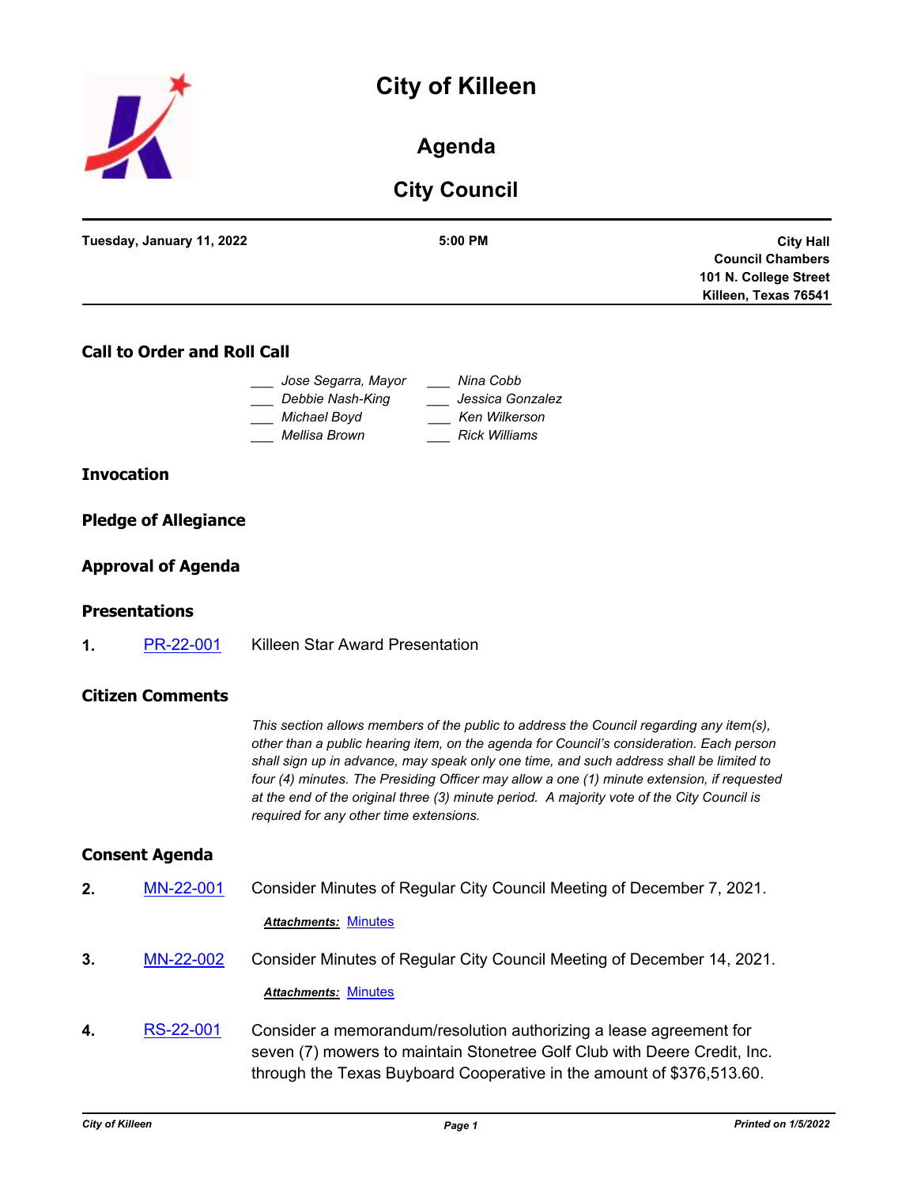# City of Killeen

## Agenda

## City Council

**Tuesday, January 11, 2022** | **5:00 PM** | **City Hall Council Chambers 101 N. College Street Killeen, Texas 76541**

### Call to Order and Roll Call

___ *Jose Segarra, Mayor*
___ *Debbie Nash-King*
___ *Michael Boyd*
___ *Mellisa Brown*
___ *Nina Cobb*
___ *Jessica Gonzalez*
___ *Ken Wilkerson*
___ *Rick Williams*

### Invocation

### Pledge of Allegiance

### Approval of Agenda

### Presentations

**1.** PR-22-001 Killeen Star Award Presentation

### Citizen Comments

*This section allows members of the public to address the Council regarding any item(s), other than a public hearing item, on the agenda for Council's consideration. Each person shall sign up in advance, may speak only one time, and such address shall be limited to four (4) minutes. The Presiding Officer may allow a one (1) minute extension, if requested at the end of the original three (3) minute period. A majority vote of the City Council is required for any other time extensions.*

### Consent Agenda

**2.** MN-22-001 Consider Minutes of Regular City Council Meeting of December 7, 2021.

***Attachments:*** Minutes

**3.** MN-22-002 Consider Minutes of Regular City Council Meeting of December 14, 2021.

***Attachments:*** Minutes

**4.** RS-22-001 Consider a memorandum/resolution authorizing a lease agreement for seven (7) mowers to maintain Stonetree Golf Club with Deere Credit, Inc. through the Texas Buyboard Cooperative in the amount of $376,513.60.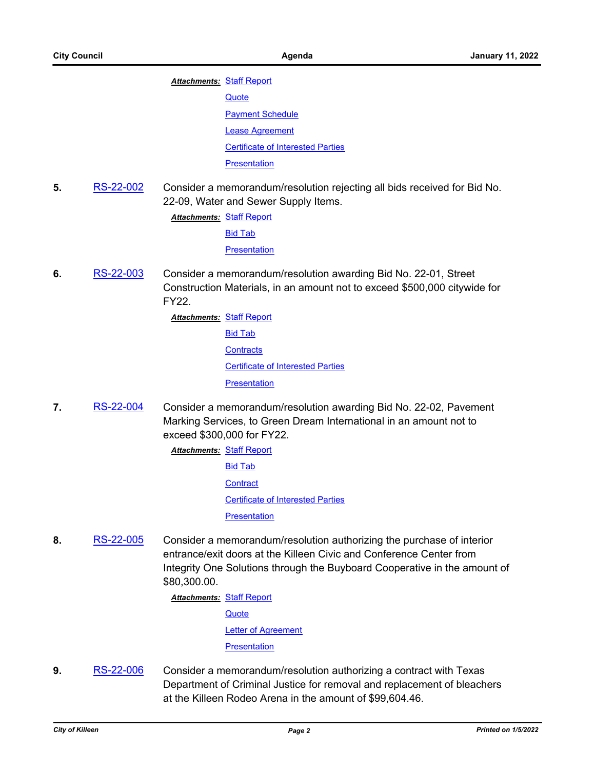***Attachments:*** Staff Report

Quote

Payment Schedule

Lease Agreement

Certificate of Interested Parties

Presentation

**5.** RS-22-002 Consider a memorandum/resolution rejecting all bids received for Bid No. 22-09, Water and Sewer Supply Items.

***Attachments:*** Staff Report

Bid Tab

Presentation

**6.** RS-22-003 Consider a memorandum/resolution awarding Bid No. 22-01, Street Construction Materials, in an amount not to exceed $500,000 citywide for FY22.

***Attachments:*** Staff Report

Bid Tab

Contracts

Certificate of Interested Parties

Presentation

**7.** RS-22-004 Consider a memorandum/resolution awarding Bid No. 22-02, Pavement Marking Services, to Green Dream International in an amount not to exceed $300,000 for FY22.

***Attachments:*** Staff Report

Bid Tab

Contract

Certificate of Interested Parties

Presentation

**8.** RS-22-005 Consider a memorandum/resolution authorizing the purchase of interior entrance/exit doors at the Killeen Civic and Conference Center from Integrity One Solutions through the Buyboard Cooperative in the amount of $80,300.00.

***Attachments:*** Staff Report

Quote

Letter of Agreement

Presentation

**9.** RS-22-006 Consider a memorandum/resolution authorizing a contract with Texas Department of Criminal Justice for removal and replacement of bleachers at the Killeen Rodeo Arena in the amount of $99,604.46.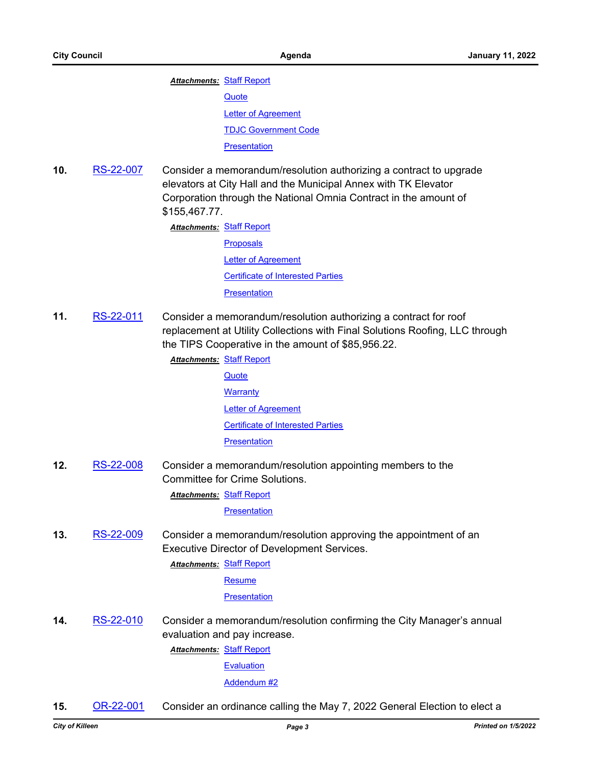***Attachments:*** Staff Report

Quote

Letter of Agreement

TDJC Government Code

Presentation

**10.** RS-22-007 Consider a memorandum/resolution authorizing a contract to upgrade elevators at City Hall and the Municipal Annex with TK Elevator Corporation through the National Omnia Contract in the amount of $155,467.77.

***Attachments:*** Staff Report

Proposals

Letter of Agreement

Certificate of Interested Parties

Presentation

**11.** RS-22-011 Consider a memorandum/resolution authorizing a contract for roof replacement at Utility Collections with Final Solutions Roofing, LLC through the TIPS Cooperative in the amount of $85,956.22.

***Attachments:*** Staff Report

Quote

Warranty

Letter of Agreement

Certificate of Interested Parties

Presentation

**12.** RS-22-008 Consider a memorandum/resolution appointing members to the Committee for Crime Solutions.

***Attachments:*** Staff Report

Presentation

**13.** RS-22-009 Consider a memorandum/resolution approving the appointment of an Executive Director of Development Services.

***Attachments:*** Staff Report

Resume

Presentation

**14.** RS-22-010 Consider a memorandum/resolution confirming the City Manager's annual evaluation and pay increase.

***Attachments:*** Staff Report

Evaluation

Addendum #2

**15.** OR-22-001 Consider an ordinance calling the May 7, 2022 General Election to elect a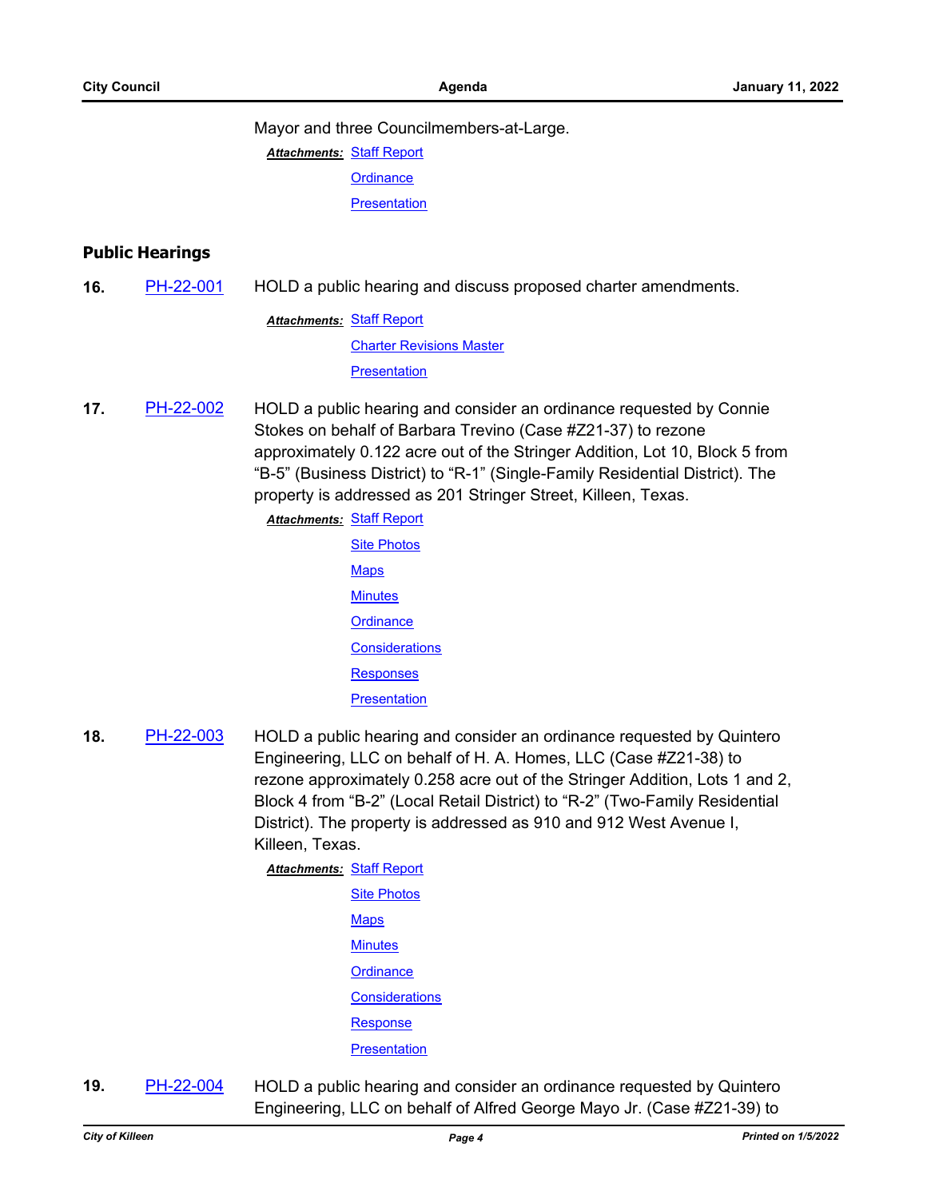Mayor and three Councilmembers-at-Large.

***Attachments:*** Staff Report
Ordinance
Presentation

## Public Hearings

**16.** PH-22-001 HOLD a public hearing and discuss proposed charter amendments.

***Attachments:*** Staff Report
Charter Revisions Master
Presentation

**17.** PH-22-002 HOLD a public hearing and consider an ordinance requested by Connie Stokes on behalf of Barbara Trevino (Case #Z21-37) to rezone approximately 0.122 acre out of the Stringer Addition, Lot 10, Block 5 from "B-5" (Business District) to "R-1" (Single-Family Residential District). The property is addressed as 201 Stringer Street, Killeen, Texas.

***Attachments:*** Staff Report
Site Photos
Maps
Minutes
Ordinance
Considerations
Responses
Presentation

**18.** PH-22-003 HOLD a public hearing and consider an ordinance requested by Quintero Engineering, LLC on behalf of H. A. Homes, LLC (Case #Z21-38) to rezone approximately 0.258 acre out of the Stringer Addition, Lots 1 and 2, Block 4 from "B-2" (Local Retail District) to "R-2" (Two-Family Residential District). The property is addressed as 910 and 912 West Avenue I, Killeen, Texas.

***Attachments:*** Staff Report
Site Photos
Maps
Minutes
Ordinance
Considerations
Response
Presentation

**19.** PH-22-004 HOLD a public hearing and consider an ordinance requested by Quintero Engineering, LLC on behalf of Alfred George Mayo Jr. (Case #Z21-39) to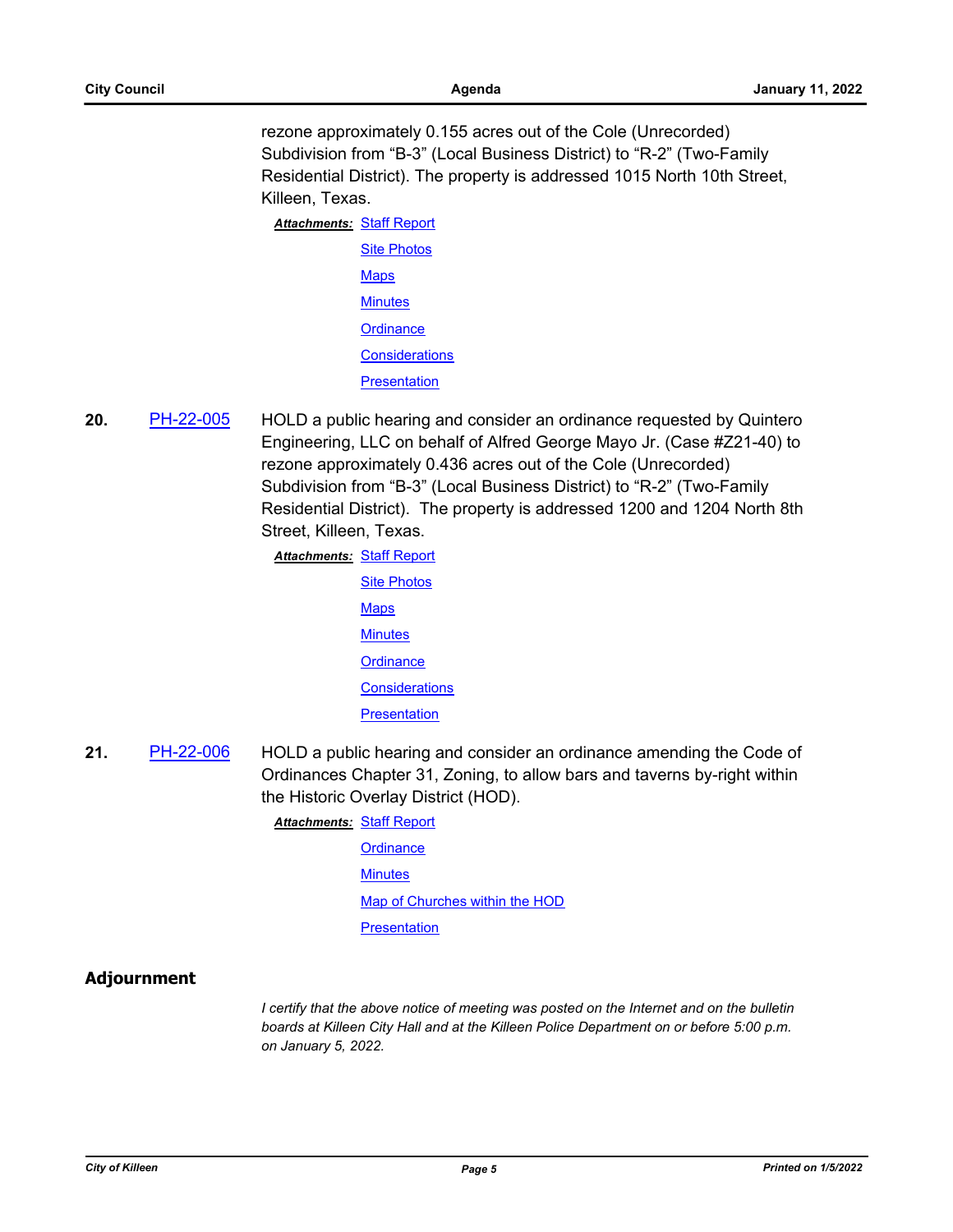rezone approximately 0.155 acres out of the Cole (Unrecorded) Subdivision from “B-3” (Local Business District) to “R-2” (Two-Family Residential District). The property is addressed 1015 North 10th Street, Killeen, Texas.

***Attachments:*** Staff Report
Site Photos
Maps
Minutes
Ordinance
Considerations
Presentation

**20.** PH-22-005 HOLD a public hearing and consider an ordinance requested by Quintero Engineering, LLC on behalf of Alfred George Mayo Jr. (Case #Z21-40) to rezone approximately 0.436 acres out of the Cole (Unrecorded) Subdivision from “B-3” (Local Business District) to “R-2” (Two-Family Residential District). The property is addressed 1200 and 1204 North 8th Street, Killeen, Texas.

***Attachments:*** Staff Report
Site Photos
Maps
Minutes
Ordinance
Considerations
Presentation

**21.** PH-22-006 HOLD a public hearing and consider an ordinance amending the Code of Ordinances Chapter 31, Zoning, to allow bars and taverns by-right within the Historic Overlay District (HOD).

***Attachments:*** Staff Report
Ordinance
Minutes
Map of Churches within the HOD
Presentation

## Adjournment

*I certify that the above notice of meeting was posted on the Internet and on the bulletin boards at Killeen City Hall and at the Killeen Police Department on or before 5:00 p.m. on January 5, 2022.*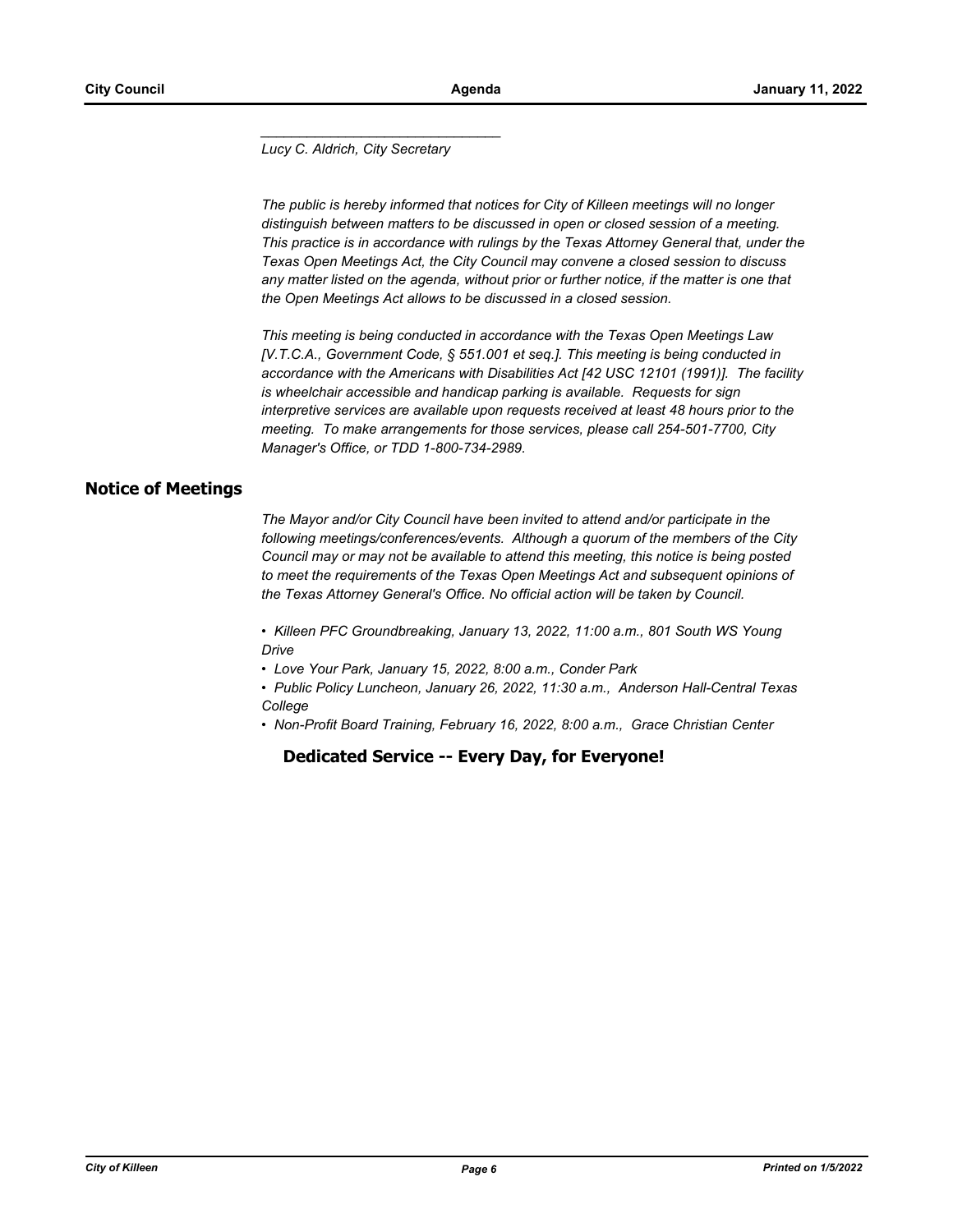_______________________________

*Lucy C. Aldrich, City Secretary*

*The public is hereby informed that notices for City of Killeen meetings will no longer distinguish between matters to be discussed in open or closed session of a meeting. This practice is in accordance with rulings by the Texas Attorney General that, under the Texas Open Meetings Act, the City Council may convene a closed session to discuss any matter listed on the agenda, without prior or further notice, if the matter is one that the Open Meetings Act allows to be discussed in a closed session.*

*This meeting is being conducted in accordance with the Texas Open Meetings Law [V.T.C.A., Government Code, § 551.001 et seq.]. This meeting is being conducted in accordance with the Americans with Disabilities Act [42 USC 12101 (1991)]. The facility is wheelchair accessible and handicap parking is available. Requests for sign interpretive services are available upon requests received at least 48 hours prior to the meeting. To make arrangements for those services, please call 254-501-7700, City Manager's Office, or TDD 1-800-734-2989.*

## Notice of Meetings

*The Mayor and/or City Council have been invited to attend and/or participate in the following meetings/conferences/events. Although a quorum of the members of the City Council may or may not be available to attend this meeting, this notice is being posted to meet the requirements of the Texas Open Meetings Act and subsequent opinions of the Texas Attorney General's Office. No official action will be taken by Council.*

- *Killeen PFC Groundbreaking, January 13, 2022, 11:00 a.m., 801 South WS Young Drive*
- *Love Your Park, January 15, 2022, 8:00 a.m., Conder Park*
- *Public Policy Luncheon, January 26, 2022, 11:30 a.m., Anderson Hall-Central Texas College*
- *Non-Profit Board Training, February 16, 2022, 8:00 a.m., Grace Christian Center*

**Dedicated Service -- Every Day, for Everyone!**